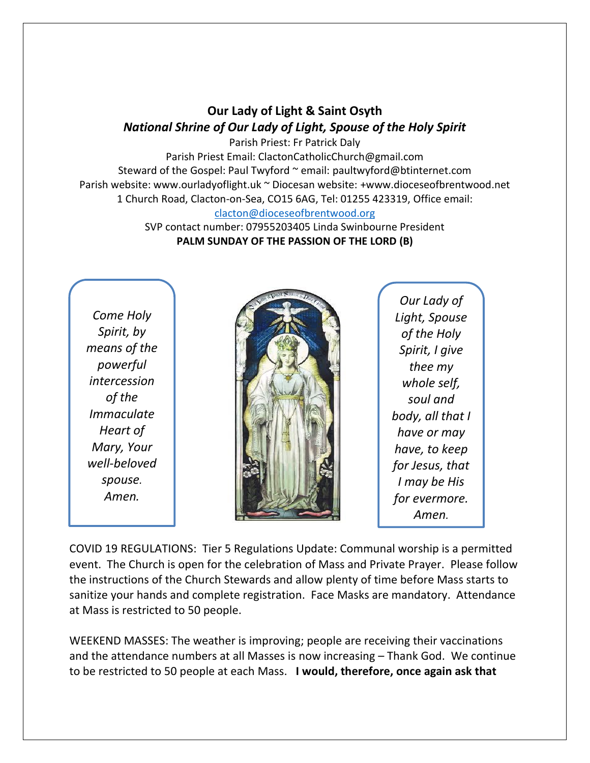# Our Lady of Light & Saint Osyth

## *National Shrine of Our Lady of Light, Spouse of the Holy Spirit*

Parish Priest: Fr Patrick Daly
Parish Priest Email: ClactonCatholicChurch@gmail.com
Steward of the Gospel: Paul Twyford ~ email: paultwyford@btinternet.com
Parish website: www.ourladyoflight.uk ~ Diocesan website: +www.dioceseofbrentwood.net
1 Church Road, Clacton-on-Sea, CO15 6AG, Tel: 01255 423319, Office email: clacton@dioceseofbrentwood.org
SVP contact number: 07955203405 Linda Swinbourne President

**PALM SUNDAY OF THE PASSION OF THE LORD (B)**

*Come Holy Spirit, by means of the powerful intercession of the Immaculate Heart of Mary, Your well-beloved spouse. Amen.*

*Our Lady of Light, Spouse of the Holy Spirit, I give thee my whole self, soul and body, all that I have or may have, to keep for Jesus, that I may be His for evermore. Amen.*

COVID 19 REGULATIONS: Tier 5 Regulations Update: Communal worship is a permitted event. The Church is open for the celebration of Mass and Private Prayer. Please follow the instructions of the Church Stewards and allow plenty of time before Mass starts to sanitize your hands and complete registration. Face Masks are mandatory. Attendance at Mass is restricted to 50 people.

WEEKEND MASSES: The weather is improving; people are receiving their vaccinations and the attendance numbers at all Masses is now increasing – Thank God. We continue to be restricted to 50 people at each Mass. **I would, therefore, once again ask that**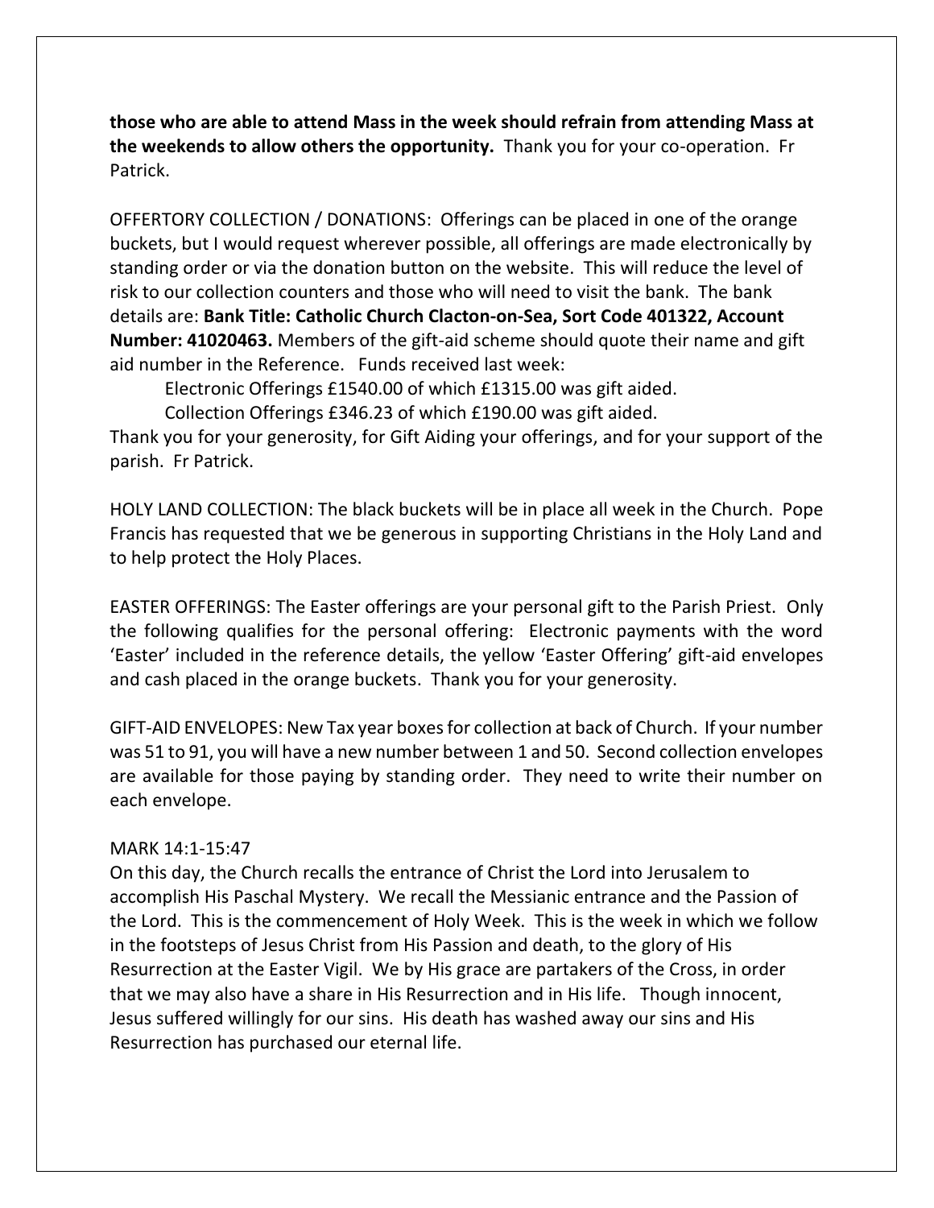**those who are able to attend Mass in the week should refrain from attending Mass at the weekends to allow others the opportunity.** Thank you for your co-operation. Fr Patrick.

OFFERTORY COLLECTION / DONATIONS: Offerings can be placed in one of the orange buckets, but I would request wherever possible, all offerings are made electronically by standing order or via the donation button on the website. This will reduce the level of risk to our collection counters and those who will need to visit the bank. The bank details are: **Bank Title: Catholic Church Clacton-on-Sea, Sort Code 401322, Account Number: 41020463.** Members of the gift-aid scheme should quote their name and gift aid number in the Reference. Funds received last week:

Electronic Offerings £1540.00 of which £1315.00 was gift aided.

Collection Offerings £346.23 of which £190.00 was gift aided.

Thank you for your generosity, for Gift Aiding your offerings, and for your support of the parish. Fr Patrick.

HOLY LAND COLLECTION: The black buckets will be in place all week in the Church. Pope Francis has requested that we be generous in supporting Christians in the Holy Land and to help protect the Holy Places.

EASTER OFFERINGS: The Easter offerings are your personal gift to the Parish Priest. Only the following qualifies for the personal offering: Electronic payments with the word 'Easter' included in the reference details, the yellow 'Easter Offering' gift-aid envelopes and cash placed in the orange buckets. Thank you for your generosity.

GIFT-AID ENVELOPES: New Tax year boxes for collection at back of Church. If your number was 51 to 91, you will have a new number between 1 and 50. Second collection envelopes are available for those paying by standing order. They need to write their number on each envelope.

MARK 14:1-15:47

On this day, the Church recalls the entrance of Christ the Lord into Jerusalem to accomplish His Paschal Mystery. We recall the Messianic entrance and the Passion of the Lord. This is the commencement of Holy Week. This is the week in which we follow in the footsteps of Jesus Christ from His Passion and death, to the glory of His Resurrection at the Easter Vigil. We by His grace are partakers of the Cross, in order that we may also have a share in His Resurrection and in His life. Though innocent, Jesus suffered willingly for our sins. His death has washed away our sins and His Resurrection has purchased our eternal life.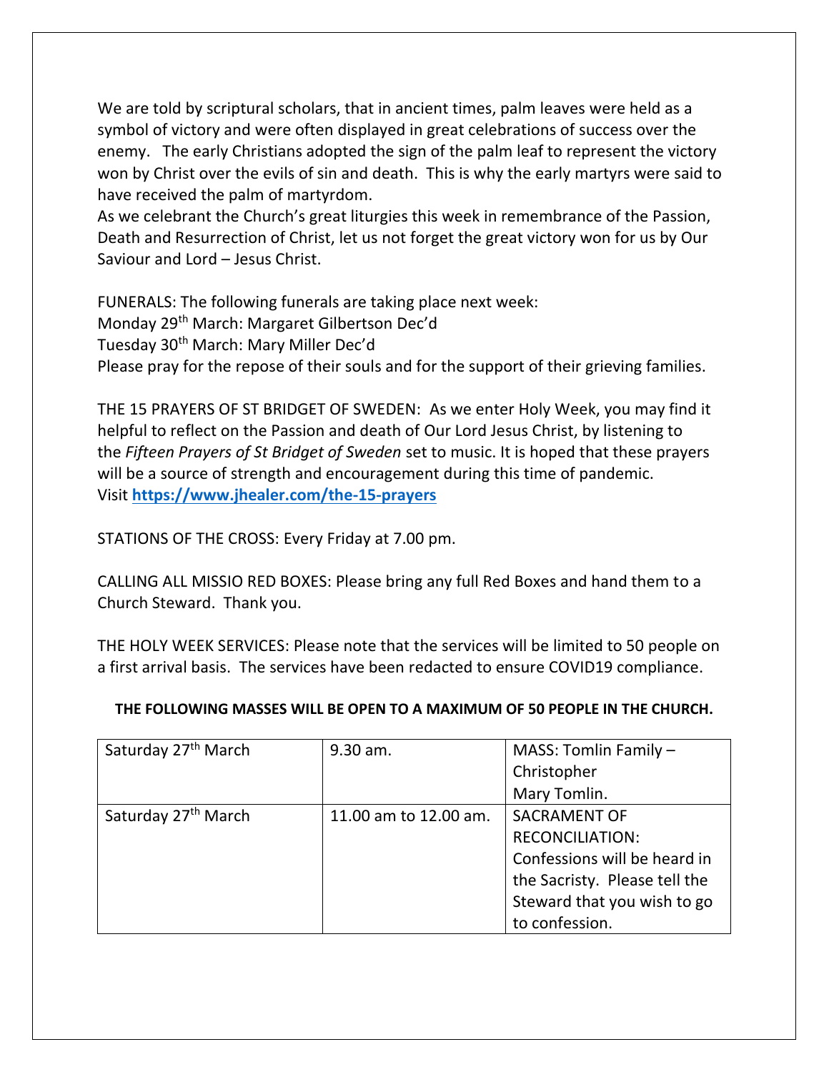We are told by scriptural scholars, that in ancient times, palm leaves were held as a symbol of victory and were often displayed in great celebrations of success over the enemy. The early Christians adopted the sign of the palm leaf to represent the victory won by Christ over the evils of sin and death. This is why the early martyrs were said to have received the palm of martyrdom.
As we celebrant the Church's great liturgies this week in remembrance of the Passion, Death and Resurrection of Christ, let us not forget the great victory won for us by Our Saviour and Lord – Jesus Christ.

FUNERALS: The following funerals are taking place next week:
Monday 29th March: Margaret Gilbertson Dec'd
Tuesday 30th March: Mary Miller Dec'd
Please pray for the repose of their souls and for the support of their grieving families.

THE 15 PRAYERS OF ST BRIDGET OF SWEDEN: As we enter Holy Week, you may find it helpful to reflect on the Passion and death of Our Lord Jesus Christ, by listening to the *Fifteen Prayers of St Bridget of Sweden* set to music. It is hoped that these prayers will be a source of strength and encouragement during this time of pandemic.
Visit **https://www.jhealer.com/the-15-prayers**

STATIONS OF THE CROSS: Every Friday at 7.00 pm.

CALLING ALL MISSIO RED BOXES: Please bring any full Red Boxes and hand them to a Church Steward. Thank you.

THE HOLY WEEK SERVICES: Please note that the services will be limited to 50 people on a first arrival basis. The services have been redacted to ensure COVID19 compliance.

**THE FOLLOWING MASSES WILL BE OPEN TO A MAXIMUM OF 50 PEOPLE IN THE CHURCH.**

| | | |
|---|---|---|
| Saturday 27th March | 9.30 am. | MASS: Tomlin Family – Christopher Mary Tomlin. |
| Saturday 27th March | 11.00 am to 12.00 am. | SACRAMENT OF RECONCILIATION: Confessions will be heard in the Sacristy. Please tell the Steward that you wish to go to confession. |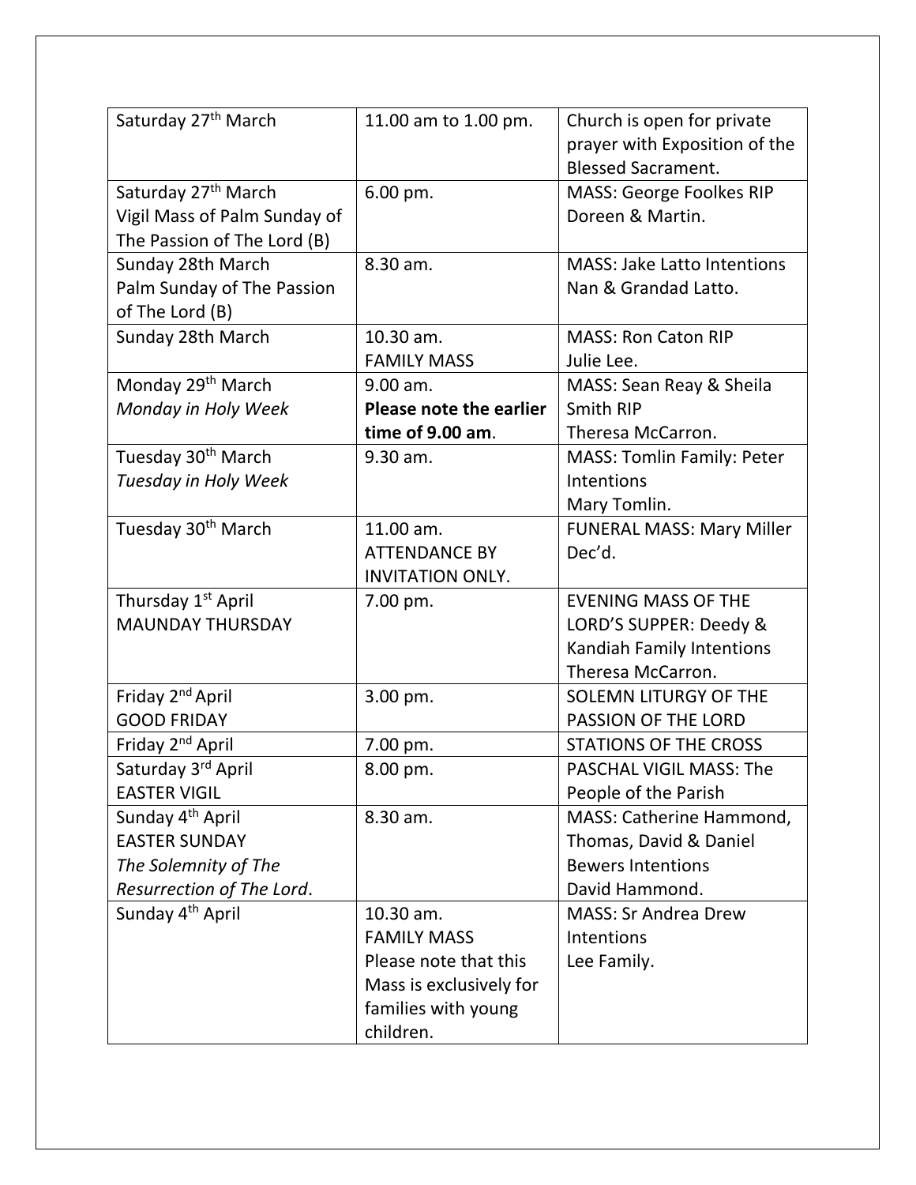| | | |
|---|---|---|
| Saturday 27th March | 11.00 am to 1.00 pm. | Church is open for private prayer with Exposition of the Blessed Sacrament. |
| Saturday 27th March<br>Vigil Mass of Palm Sunday of The Passion of The Lord (B) | 6.00 pm. | MASS: George Foolkes RIP<br>Doreen & Martin. |
| Sunday 28th March<br>Palm Sunday of The Passion of The Lord (B) | 8.30 am. | MASS: Jake Latto Intentions<br>Nan & Grandad Latto. |
| Sunday 28th March | 10.30 am.<br>FAMILY MASS | MASS: Ron Caton RIP<br>Julie Lee. |
| Monday 29th March<br>*Monday in Holy Week* | 9.00 am.<br>**Please note the earlier time of 9.00 am**. | MASS: Sean Reay & Sheila Smith RIP<br>Theresa McCarron. |
| Tuesday 30th March<br>*Tuesday in Holy Week* | 9.30 am. | MASS: Tomlin Family: Peter Intentions<br>Mary Tomlin. |
| Tuesday 30th March | 11.00 am.<br>ATTENDANCE BY INVITATION ONLY. | FUNERAL MASS: Mary Miller Dec'd. |
| Thursday 1st April<br>MAUNDAY THURSDAY | 7.00 pm. | EVENING MASS OF THE LORD'S SUPPER: Deedy & Kandiah Family Intentions<br>Theresa McCarron. |
| Friday 2nd April<br>GOOD FRIDAY | 3.00 pm. | SOLEMN LITURGY OF THE PASSION OF THE LORD |
| Friday 2nd April | 7.00 pm. | STATIONS OF THE CROSS |
| Saturday 3rd April<br>EASTER VIGIL | 8.00 pm. | PASCHAL VIGIL MASS: The People of the Parish |
| Sunday 4th April<br>EASTER SUNDAY<br>*The Solemnity of The Resurrection of The Lord*. | 8.30 am. | MASS: Catherine Hammond, Thomas, David & Daniel Bewers Intentions<br>David Hammond. |
| Sunday 4th April | 10.30 am.<br>FAMILY MASS<br>Please note that this Mass is exclusively for families with young children. | MASS: Sr Andrea Drew Intentions<br>Lee Family. |